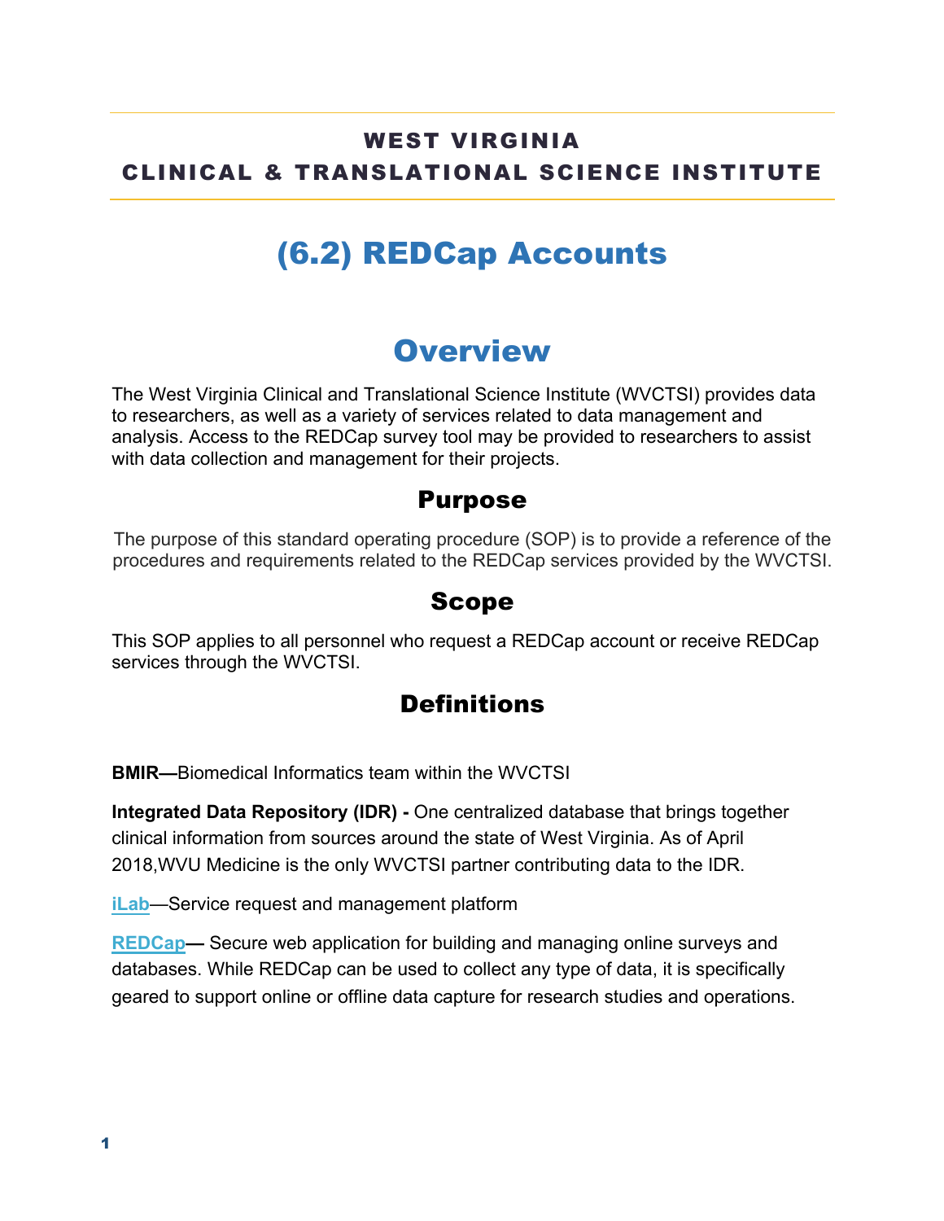**WEST VIRGINIA**
**CLINICAL & TRANSLATIONAL SCIENCE INSTITUTE**

# (6.2) REDCap Accounts

## Overview

The West Virginia Clinical and Translational Science Institute (WVCTSI) provides data to researchers, as well as a variety of services related to data management and analysis. Access to the REDCap survey tool may be provided to researchers to assist with data collection and management for their projects.

### Purpose

The purpose of this standard operating procedure (SOP) is to provide a reference of the procedures and requirements related to the REDCap services provided by the WVCTSI.

### Scope

This SOP applies to all personnel who request a REDCap account or receive REDCap services through the WVCTSI.

### Definitions

**BMIR—**Biomedical Informatics team within the WVCTSI

**Integrated Data Repository (IDR) -** One centralized database that brings together clinical information from sources around the state of West Virginia. As of April 2018,WVU Medicine is the only WVCTSI partner contributing data to the IDR.

**iLab**—Service request and management platform

**REDCap—** Secure web application for building and managing online surveys and databases. While REDCap can be used to collect any type of data, it is specifically geared to support online or offline data capture for research studies and operations.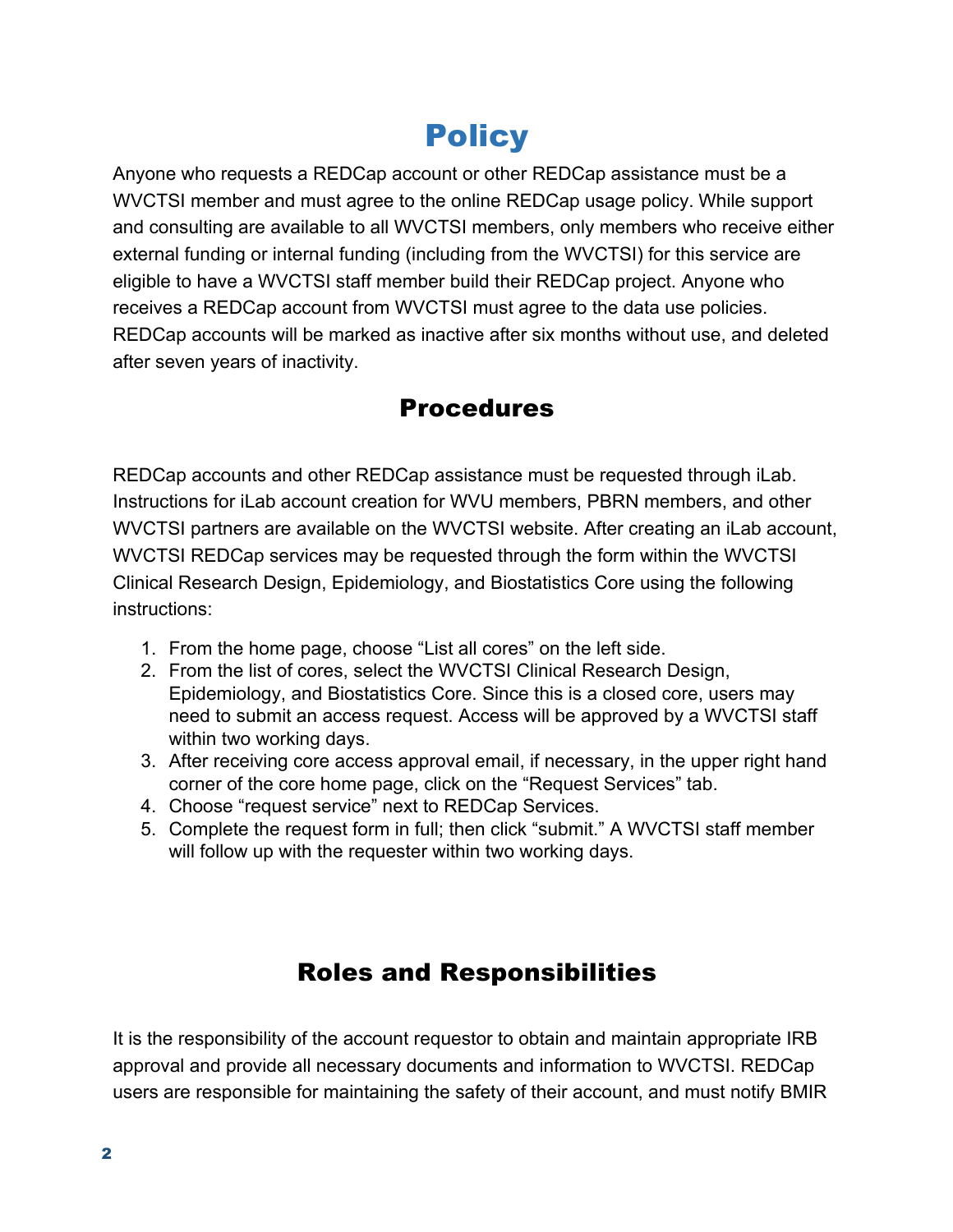# Policy

Anyone who requests a REDCap account or other REDCap assistance must be a WVCTSI member and must agree to the online REDCap usage policy. While support and consulting are available to all WVCTSI members, only members who receive either external funding or internal funding (including from the WVCTSI) for this service are eligible to have a WVCTSI staff member build their REDCap project. Anyone who receives a REDCap account from WVCTSI must agree to the data use policies. REDCap accounts will be marked as inactive after six months without use, and deleted after seven years of inactivity.

## Procedures

REDCap accounts and other REDCap assistance must be requested through iLab. Instructions for iLab account creation for WVU members, PBRN members, and other WVCTSI partners are available on the WVCTSI website. After creating an iLab account, WVCTSI REDCap services may be requested through the form within the WVCTSI Clinical Research Design, Epidemiology, and Biostatistics Core using the following instructions:

1. From the home page, choose "List all cores" on the left side.
2. From the list of cores, select the WVCTSI Clinical Research Design, Epidemiology, and Biostatistics Core. Since this is a closed core, users may need to submit an access request. Access will be approved by a WVCTSI staff within two working days.
3. After receiving core access approval email, if necessary, in the upper right hand corner of the core home page, click on the "Request Services" tab.
4. Choose "request service" next to REDCap Services.
5. Complete the request form in full; then click "submit." A WVCTSI staff member will follow up with the requester within two working days.

## Roles and Responsibilities

It is the responsibility of the account requestor to obtain and maintain appropriate IRB approval and provide all necessary documents and information to WVCTSI. REDCap users are responsible for maintaining the safety of their account, and must notify BMIR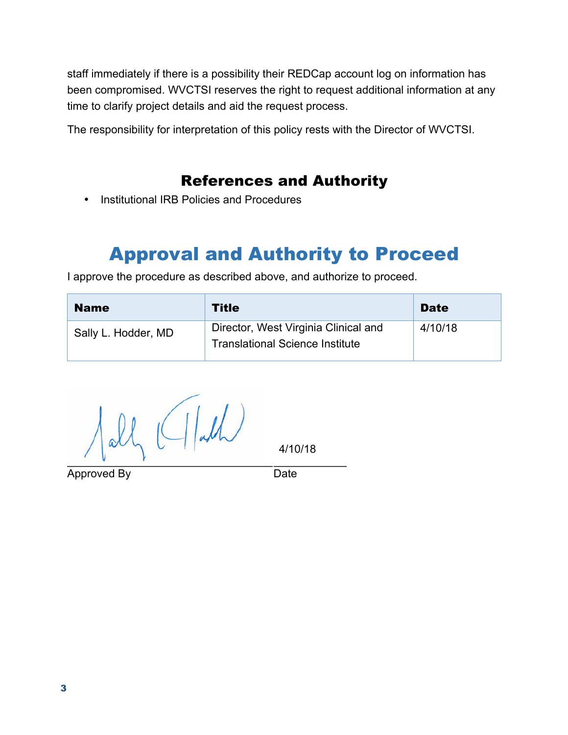staff immediately if there is a possibility their REDCap account log on information has been compromised. WVCTSI reserves the right to request additional information at any time to clarify project details and aid the request process.

The responsibility for interpretation of this policy rests with the Director of WVCTSI.

## References and Authority

- Institutional IRB Policies and Procedures

# Approval and Authority to Proceed

I approve the procedure as described above, and authorize to proceed.

| Name | Title | Date |
|---|---|---|
| Sally L. Hodder, MD | Director, West Virginia Clinical and Translational Science Institute | 4/10/18 |

4/10/18

Approved By Date